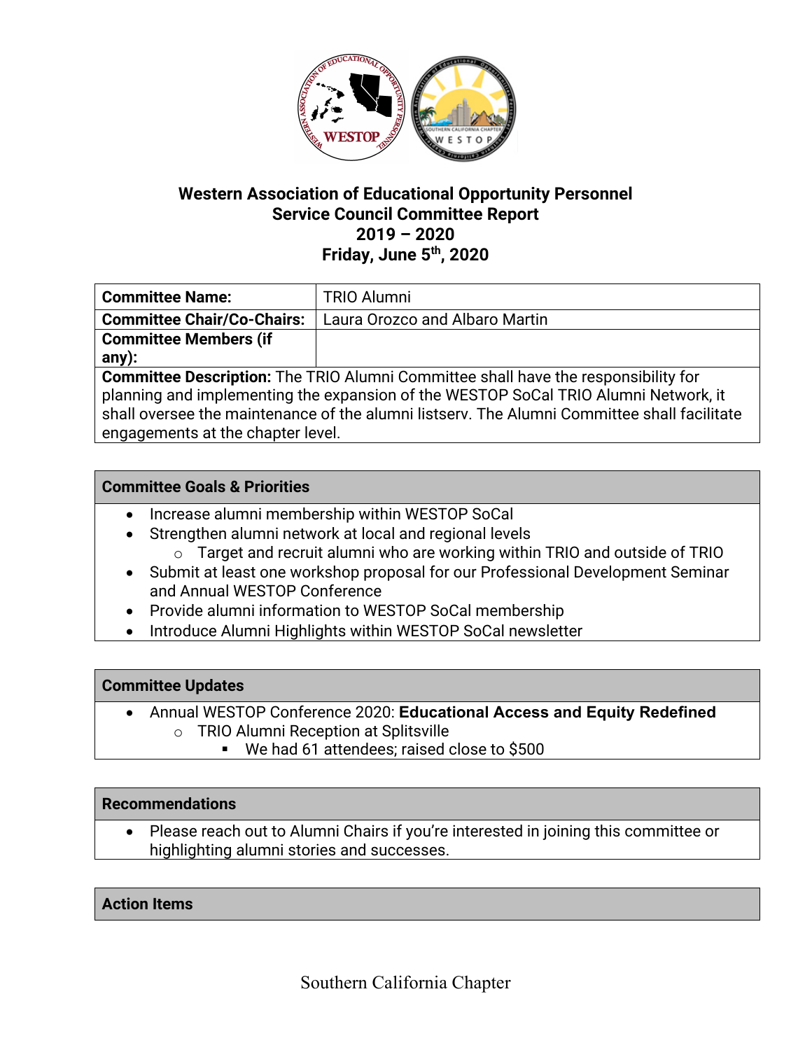# Western Association of Educational Opportunity Personnel
## Service Council Committee Report
## 2019 – 2020
## Friday, June 5th, 2020

| **Committee Name:** | TRIO Alumni |
|---|---|
| **Committee Chair/Co-Chairs:** | Laura Orozco and Albaro Martin |
| **Committee Members (if any):** | |

**Committee Description:** The TRIO Alumni Committee shall have the responsibility for planning and implementing the expansion of the WESTOP SoCal TRIO Alumni Network, it shall oversee the maintenance of the alumni listserv. The Alumni Committee shall facilitate engagements at the chapter level.

### Committee Goals & Priorities

- Increase alumni membership within WESTOP SoCal
- Strengthen alumni network at local and regional levels
  - Target and recruit alumni who are working within TRIO and outside of TRIO
- Submit at least one workshop proposal for our Professional Development Seminar and Annual WESTOP Conference
- Provide alumni information to WESTOP SoCal membership
- Introduce Alumni Highlights within WESTOP SoCal newsletter

### Committee Updates

- Annual WESTOP Conference 2020: **Educational Access and Equity Redefined**
  - TRIO Alumni Reception at Splitsville
    - We had 61 attendees; raised close to $500

### Recommendations

- Please reach out to Alumni Chairs if you're interested in joining this committee or highlighting alumni stories and successes.

### Action Items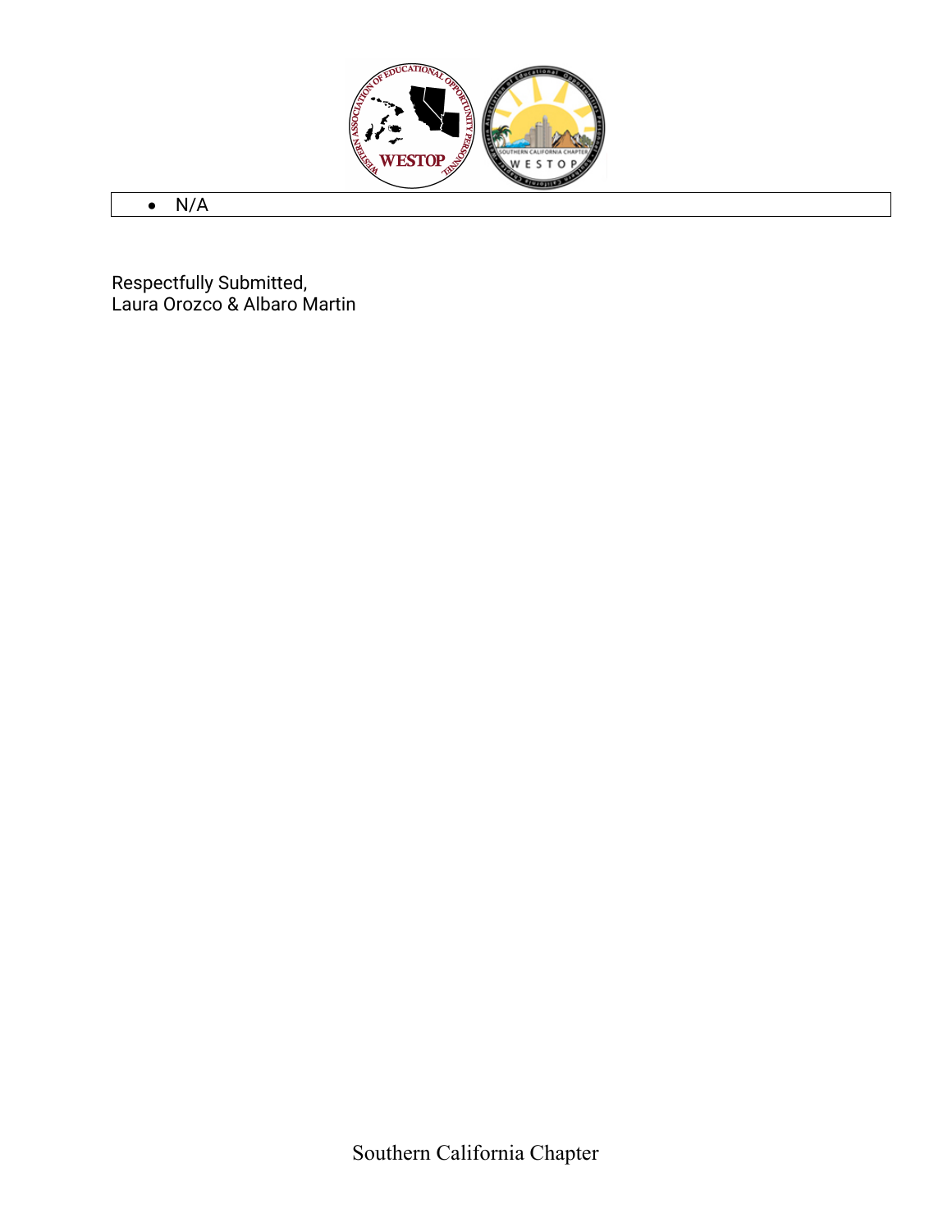- N/A

Respectfully Submitted,
Laura Orozco & Albaro Martin